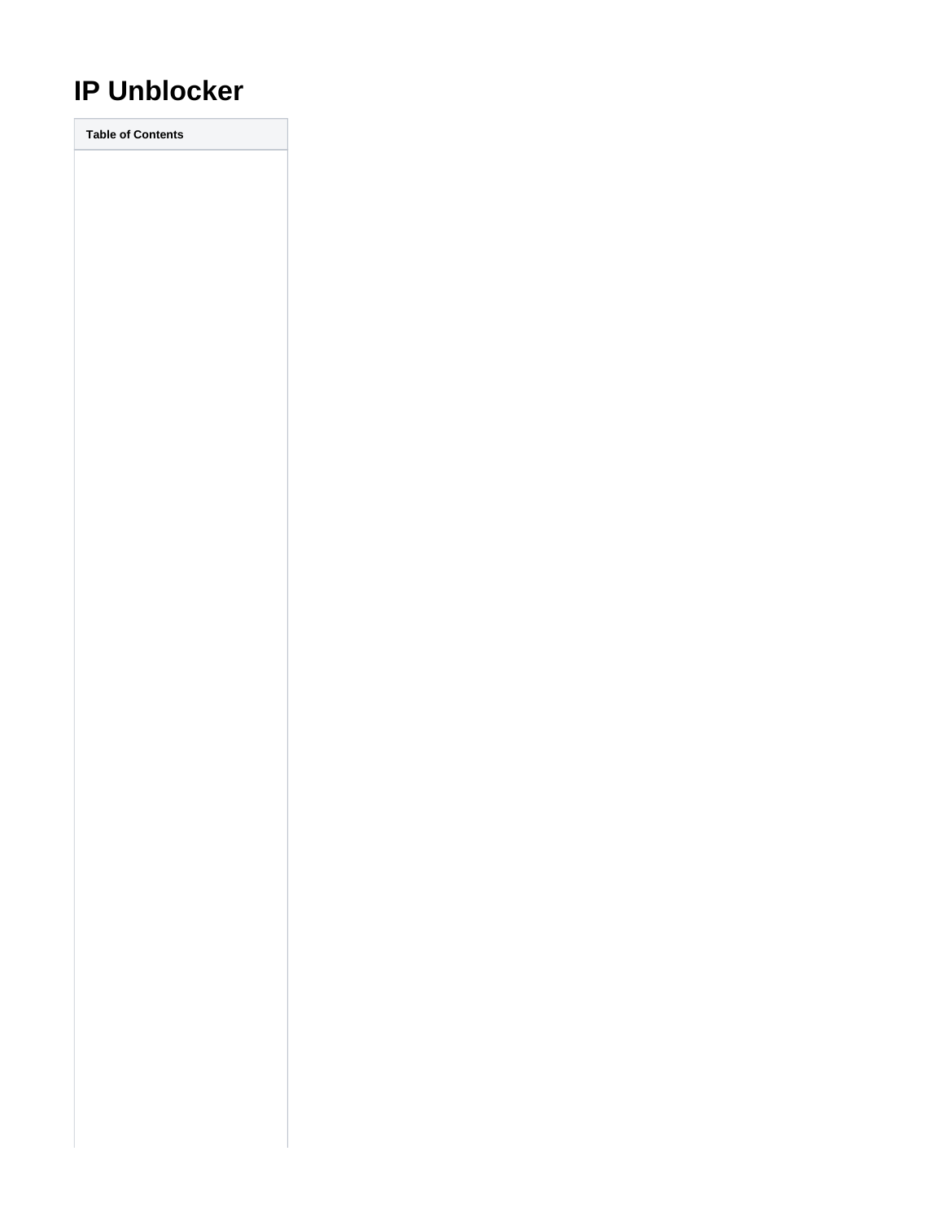# IP Unblocker

| Table of Contents |
| --- |
| |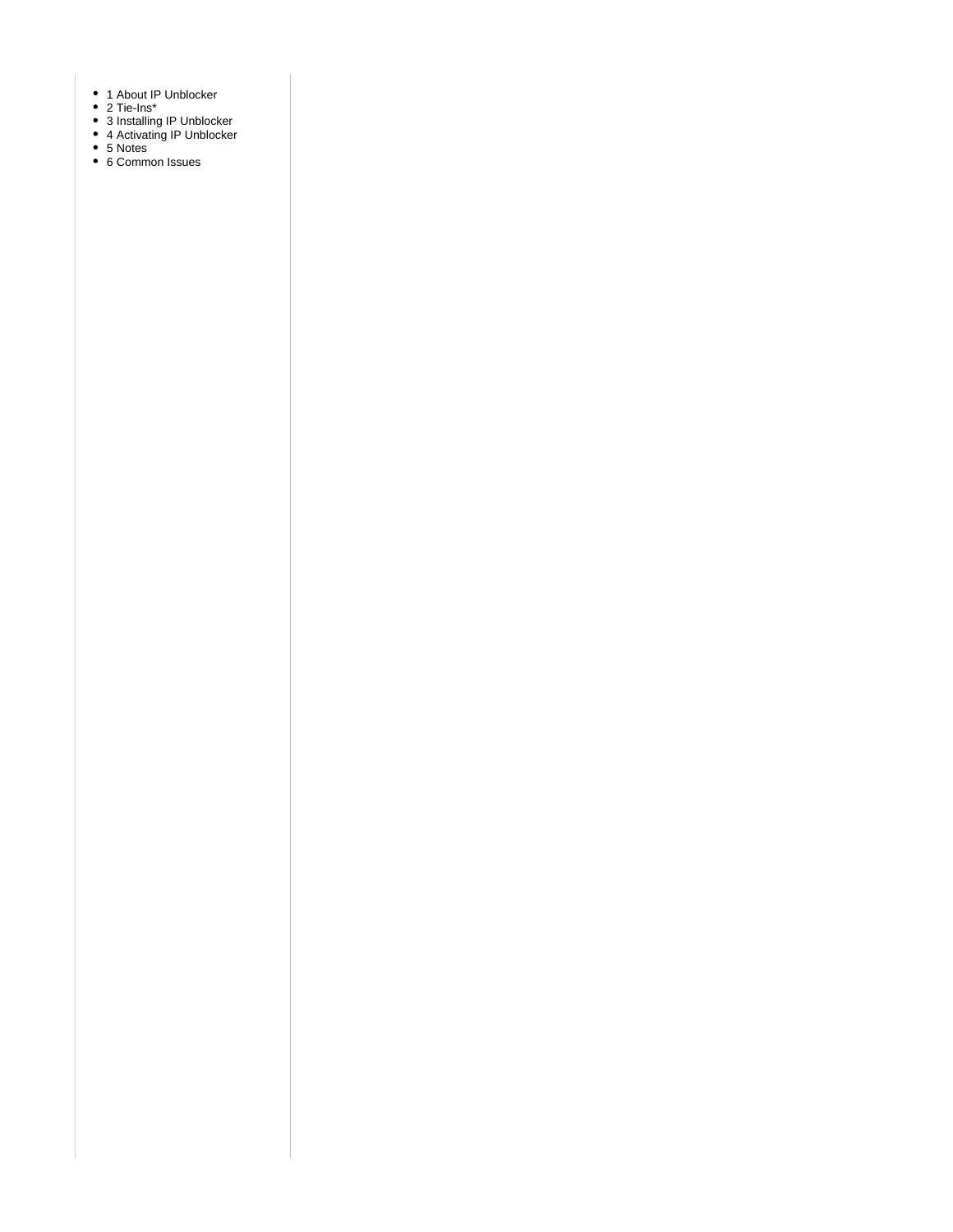- 1 About IP Unblocker
- 2 Tie-Ins*
- 3 Installing IP Unblocker
- 4 Activating IP Unblocker
- 5 Notes
- 6 Common Issues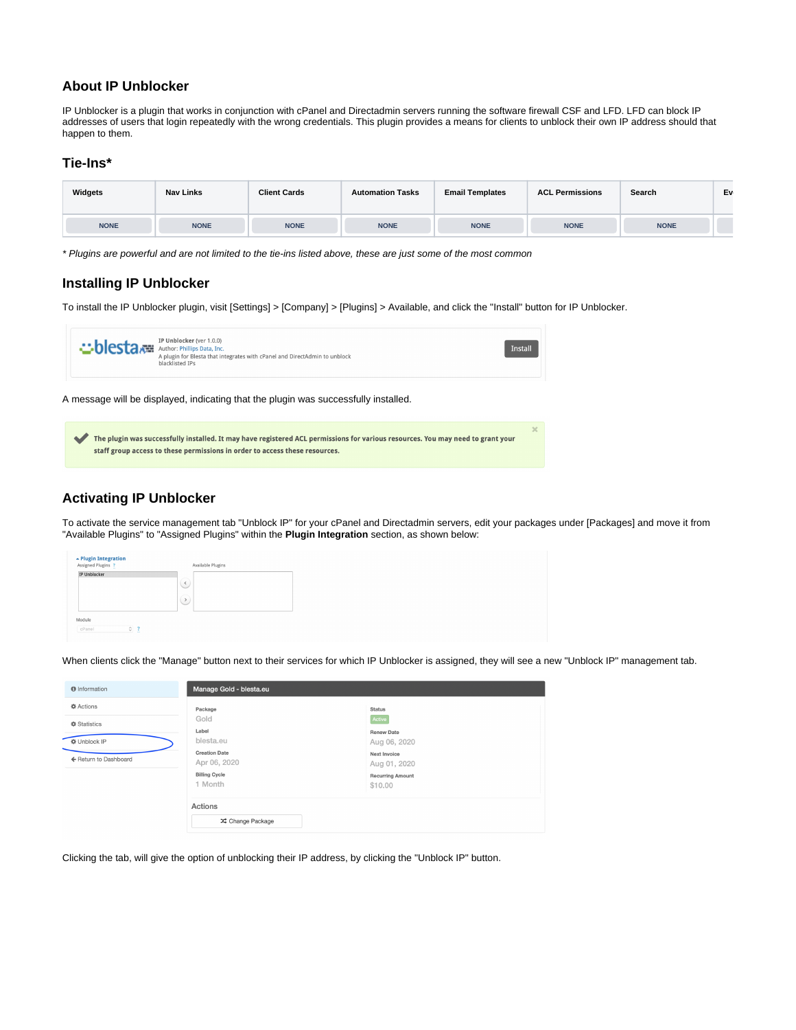## About IP Unblocker

IP Unblocker is a plugin that works in conjunction with cPanel and Directadmin servers running the software firewall CSF and LFD. LFD can block IP addresses of users that login repeatedly with the wrong credentials. This plugin provides a means for clients to unblock their own IP address should that happen to them.

### Tie-Ins*

| Widgets | Nav Links | Client Cards | Automation Tasks | Email Templates | ACL Permissions | Search | Ev |
|---|---|---|---|---|---|---|---|
| NONE | NONE | NONE | NONE | NONE | NONE | NONE | |

*\* Plugins are powerful and are not limited to the tie-ins listed above, these are just some of the most common*

## Installing IP Unblocker

To install the IP Unblocker plugin, visit [Settings] > [Company] > [Plugins] > Available, and click the "Install" button for IP Unblocker.

A message will be displayed, indicating that the plugin was successfully installed.

## Activating IP Unblocker

To activate the service management tab "Unblock IP" for your cPanel and Directadmin servers, edit your packages under [Packages] and move it from "Available Plugins" to "Assigned Plugins" within the **Plugin Integration** section, as shown below:

When clients click the "Manage" button next to their services for which IP Unblocker is assigned, they will see a new "Unblock IP" management tab.

Clicking the tab, will give the option of unblocking their IP address, by clicking the "Unblock IP" button.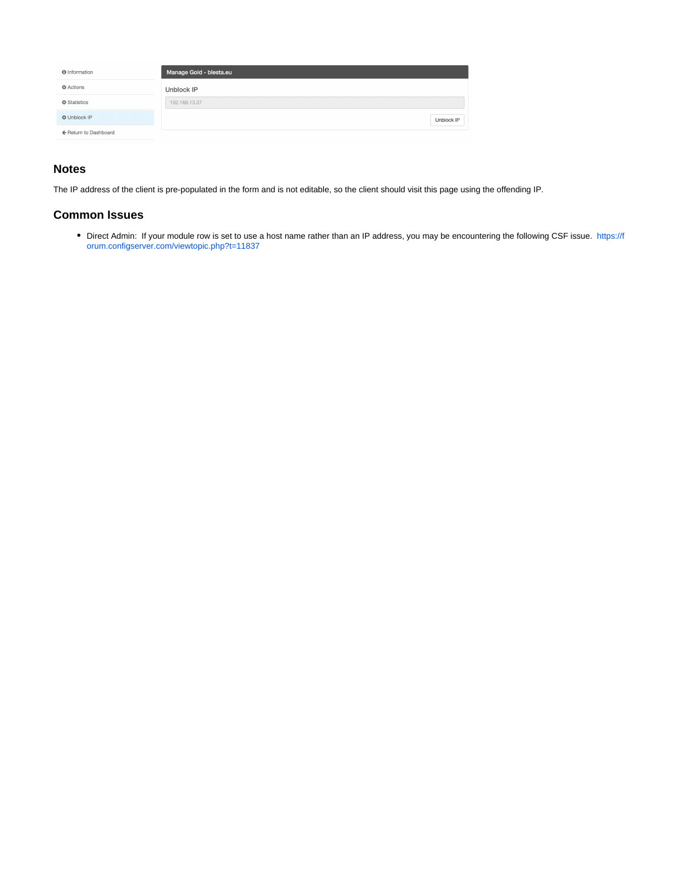## Notes

The IP address of the client is pre-populated in the form and is not editable, so the client should visit this page using the offending IP.

## Common Issues

- Direct Admin: If your module row is set to use a host name rather than an IP address, you may be encountering the following CSF issue. https://forum.configserver.com/viewtopic.php?t=11837